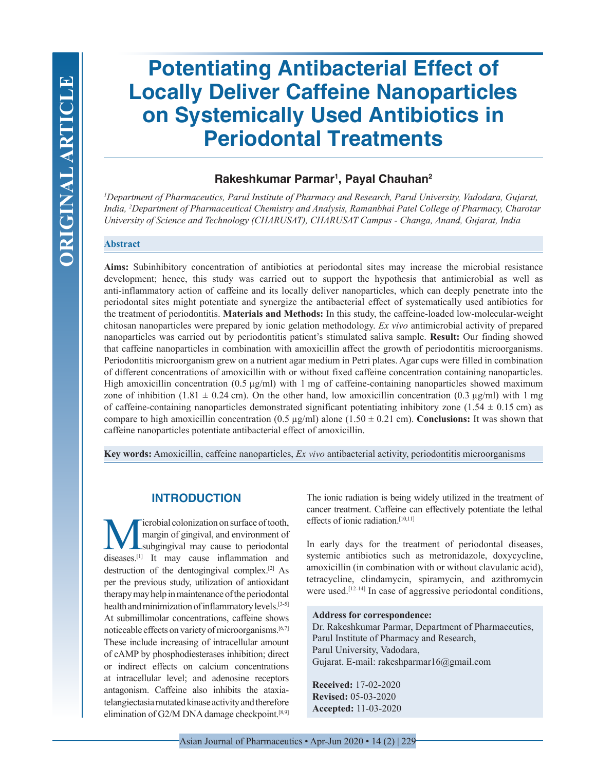# Potentiating Antibacterial Effect of Locally Deliver Caffeine Nanoparticles on Systemically Used Antibiotics in Periodontal Treatments

**Rakeshkumar Parmar[1], Payal Chauhan[2]**

*[1]Department of Pharmaceutics, Parul Institute of Pharmacy and Research, Parul University, Vadodara, Gujarat, India, [2]Department of Pharmaceutical Chemistry and Analysis, Ramanbhai Patel College of Pharmacy, Charotar University of Science and Technology (CHARUSAT), CHARUSAT Campus - Changa, Anand, Gujarat, India*

## Abstract

**Aims:** Subinhibitory concentration of antibiotics at periodontal sites may increase the microbial resistance development; hence, this study was carried out to support the hypothesis that antimicrobial as well as anti-inflammatory action of caffeine and its locally deliver nanoparticles, which can deeply penetrate into the periodontal sites might potentiate and synergize the antibacterial effect of systematically used antibiotics for the treatment of periodontitis. **Materials and Methods:** In this study, the caffeine-loaded low-molecular-weight chitosan nanoparticles were prepared by ionic gelation methodology. *Ex vivo* antimicrobial activity of prepared nanoparticles was carried out by periodontitis patient's stimulated saliva sample. **Result:** Our finding showed that caffeine nanoparticles in combination with amoxicillin affect the growth of periodontitis microorganisms. Periodontitis microorganism grew on a nutrient agar medium in Petri plates. Agar cups were filled in combination of different concentrations of amoxicillin with or without fixed caffeine concentration containing nanoparticles. High amoxicillin concentration (0.5 μg/ml) with 1 mg of caffeine-containing nanoparticles showed maximum zone of inhibition (1.81 ± 0.24 cm). On the other hand, low amoxicillin concentration (0.3 μg/ml) with 1 mg of caffeine-containing nanoparticles demonstrated significant potentiating inhibitory zone (1.54 ± 0.15 cm) as compare to high amoxicillin concentration (0.5 μg/ml) alone (1.50 ± 0.21 cm). **Conclusions:** It was shown that caffeine nanoparticles potentiate antibacterial effect of amoxicillin.

**Key words:** Amoxicillin, caffeine nanoparticles, *Ex vivo* antibacterial activity, periodontitis microorganisms

## INTRODUCTION

Microbial colonization on surface of tooth, margin of gingival, and environment of subgingival may cause to periodontal diseases.[1] It may cause inflammation and destruction of the dentogingival complex.[2] As per the previous study, utilization of antioxidant therapy may help in maintenance of the periodontal health and minimization of inflammatory levels.[3-5] At submillimolar concentrations, caffeine shows noticeable effects on variety of microorganisms.[6,7] These include increasing of intracellular amount of cAMP by phosphodiesterases inhibition; direct or indirect effects on calcium concentrations at intracellular level; and adenosine receptors antagonism. Caffeine also inhibits the ataxia-telangiectasia mutated kinase activity and therefore elimination of G2/M DNA damage checkpoint.[8,9] The ionic radiation is being widely utilized in the treatment of cancer treatment. Caffeine can effectively potentiate the lethal effects of ionic radiation.[10,11]

In early days for the treatment of periodontal diseases, systemic antibiotics such as metronidazole, doxycycline, amoxicillin (in combination with or without clavulanic acid), tetracycline, clindamycin, spiramycin, and azithromycin were used.[12-14] In case of aggressive periodontal conditions,

**Address for correspondence:**
Dr. Rakeshkumar Parmar, Department of Pharmaceutics, Parul Institute of Pharmacy and Research, Parul University, Vadodara, Gujarat. E-mail: rakeshparmar16@gmail.com

**Received:** 17-02-2020
**Revised:** 05-03-2020
**Accepted:** 11-03-2020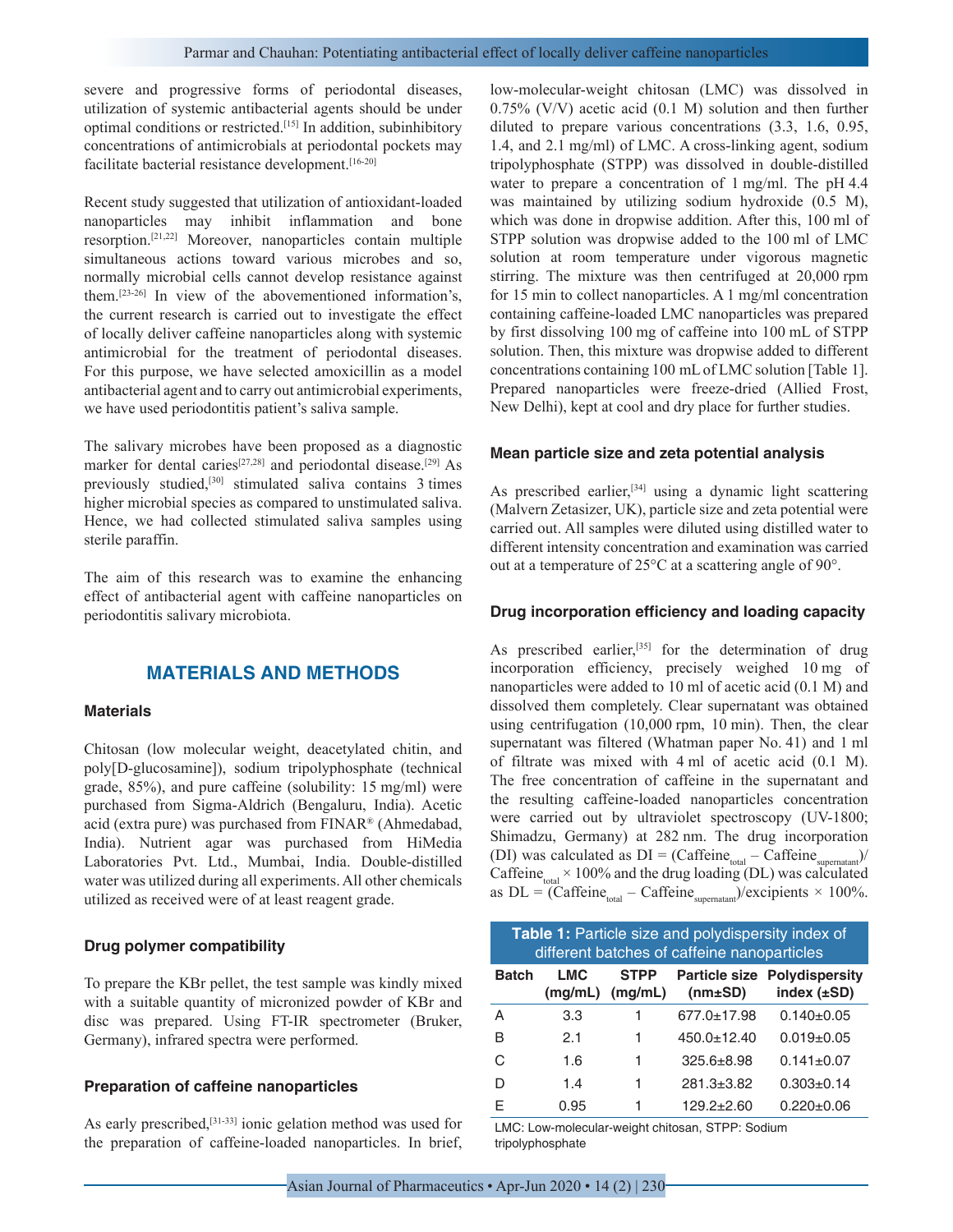severe and progressive forms of periodontal diseases, utilization of systemic antibacterial agents should be under optimal conditions or restricted.[15] In addition, subinhibitory concentrations of antimicrobials at periodontal pockets may facilitate bacterial resistance development.[16-20]

Recent study suggested that utilization of antioxidant-loaded nanoparticles may inhibit inflammation and bone resorption.[21,22] Moreover, nanoparticles contain multiple simultaneous actions toward various microbes and so, normally microbial cells cannot develop resistance against them.[23-26] In view of the abovementioned information's, the current research is carried out to investigate the effect of locally deliver caffeine nanoparticles along with systemic antimicrobial for the treatment of periodontal diseases. For this purpose, we have selected amoxicillin as a model antibacterial agent and to carry out antimicrobial experiments, we have used periodontitis patient's saliva sample.

The salivary microbes have been proposed as a diagnostic marker for dental caries[27,28] and periodontal disease.[29] As previously studied,[30] stimulated saliva contains 3 times higher microbial species as compared to unstimulated saliva. Hence, we had collected stimulated saliva samples using sterile paraffin.

The aim of this research was to examine the enhancing effect of antibacterial agent with caffeine nanoparticles on periodontitis salivary microbiota.

## MATERIALS AND METHODS

### Materials

Chitosan (low molecular weight, deacetylated chitin, and poly[D-glucosamine]), sodium tripolyphosphate (technical grade, 85%), and pure caffeine (solubility: 15 mg/ml) were purchased from Sigma-Aldrich (Bengaluru, India). Acetic acid (extra pure) was purchased from FINAR® (Ahmedabad, India). Nutrient agar was purchased from HiMedia Laboratories Pvt. Ltd., Mumbai, India. Double-distilled water was utilized during all experiments. All other chemicals utilized as received were of at least reagent grade.

### Drug polymer compatibility

To prepare the KBr pellet, the test sample was kindly mixed with a suitable quantity of micronized powder of KBr and disc was prepared. Using FT-IR spectrometer (Bruker, Germany), infrared spectra were performed.

### Preparation of caffeine nanoparticles

As early prescribed,[31-33] ionic gelation method was used for the preparation of caffeine-loaded nanoparticles. In brief, low-molecular-weight chitosan (LMC) was dissolved in 0.75% (V/V) acetic acid (0.1 M) solution and then further diluted to prepare various concentrations (3.3, 1.6, 0.95, 1.4, and 2.1 mg/ml) of LMC. A cross-linking agent, sodium tripolyphosphate (STPP) was dissolved in double-distilled water to prepare a concentration of 1 mg/ml. The pH 4.4 was maintained by utilizing sodium hydroxide (0.5 M), which was done in dropwise addition. After this, 100 ml of STPP solution was dropwise added to the 100 ml of LMC solution at room temperature under vigorous magnetic stirring. The mixture was then centrifuged at 20,000 rpm for 15 min to collect nanoparticles. A 1 mg/ml concentration containing caffeine-loaded LMC nanoparticles was prepared by first dissolving 100 mg of caffeine into 100 mL of STPP solution. Then, this mixture was dropwise added to different concentrations containing 100 mL of LMC solution [Table 1]. Prepared nanoparticles were freeze-dried (Allied Frost, New Delhi), kept at cool and dry place for further studies.

### Mean particle size and zeta potential analysis

As prescribed earlier,[34] using a dynamic light scattering (Malvern Zetasizer, UK), particle size and zeta potential were carried out. All samples were diluted using distilled water to different intensity concentration and examination was carried out at a temperature of 25°C at a scattering angle of 90°.

### Drug incorporation efficiency and loading capacity

As prescribed earlier,[35] for the determination of drug incorporation efficiency, precisely weighed 10 mg of nanoparticles were added to 10 ml of acetic acid (0.1 M) and dissolved them completely. Clear supernatant was obtained using centrifugation (10,000 rpm, 10 min). Then, the clear supernatant was filtered (Whatman paper No. 41) and 1 ml of filtrate was mixed with 4 ml of acetic acid (0.1 M). The free concentration of caffeine in the supernatant and the resulting caffeine-loaded nanoparticles concentration were carried out by ultraviolet spectroscopy (UV-1800; Shimadzu, Germany) at 282 nm. The drug incorporation (DI) was calculated as $DI = (Caffeine_{total} - Caffeine_{supernatant})/Caffeine_{total} \times 100\%$ and the drug loading (DL) was calculated as $DL = (Caffeine_{total} - Caffeine_{supernatant})/excipients \times 100\%$.

**Table 1:** Particle size and polydispersity index of different batches of caffeine nanoparticles

| Batch | LMC (mg/mL) | STPP (mg/mL) | Particle size (nm±SD) | Polydispersity index (±SD) |
|---|---|---|---|---|
| A | 3.3 | 1 | 677.0±17.98 | 0.140±0.05 |
| B | 2.1 | 1 | 450.0±12.40 | 0.019±0.05 |
| C | 1.6 | 1 | 325.6±8.98 | 0.141±0.07 |
| D | 1.4 | 1 | 281.3±3.82 | 0.303±0.14 |
| E | 0.95 | 1 | 129.2±2.60 | 0.220±0.06 |

LMC: Low-molecular-weight chitosan, STPP: Sodium tripolyphosphate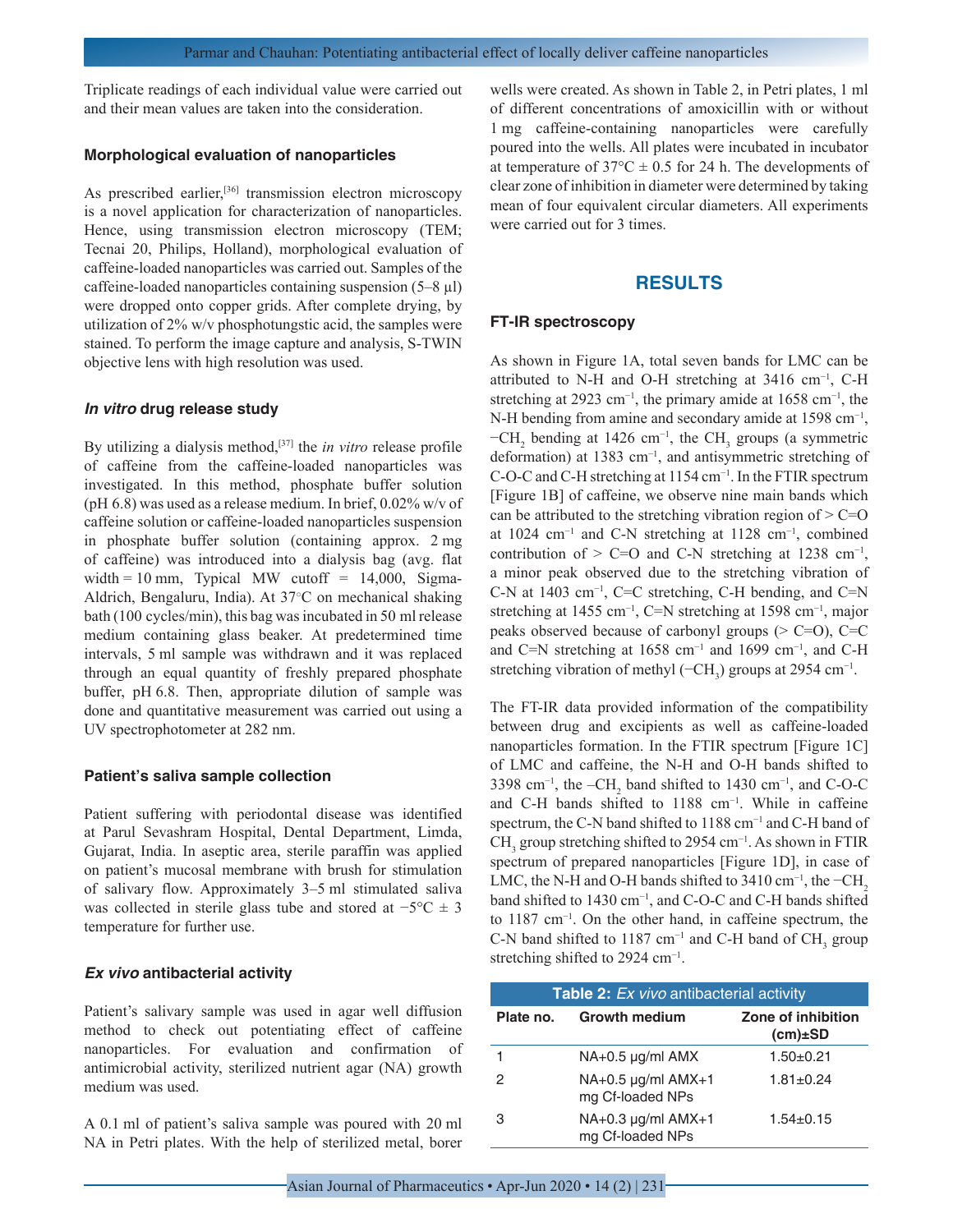Triplicate readings of each individual value were carried out and their mean values are taken into the consideration.

### Morphological evaluation of nanoparticles

As prescribed earlier,[36] transmission electron microscopy is a novel application for characterization of nanoparticles. Hence, using transmission electron microscopy (TEM; Tecnai 20, Philips, Holland), morphological evaluation of caffeine-loaded nanoparticles was carried out. Samples of the caffeine-loaded nanoparticles containing suspension (5–8 μl) were dropped onto copper grids. After complete drying, by utilization of 2% w/v phosphotungstic acid, the samples were stained. To perform the image capture and analysis, S-TWIN objective lens with high resolution was used.

### *In vitro* drug release study

By utilizing a dialysis method,[37] the *in vitro* release profile of caffeine from the caffeine-loaded nanoparticles was investigated. In this method, phosphate buffer solution (pH 6.8) was used as a release medium. In brief, 0.02% w/v of caffeine solution or caffeine-loaded nanoparticles suspension in phosphate buffer solution (containing approx. 2 mg of caffeine) was introduced into a dialysis bag (avg. flat width = 10 mm, Typical MW cutoff = 14,000, Sigma-Aldrich, Bengaluru, India). At 37°C on mechanical shaking bath (100 cycles/min), this bag was incubated in 50 ml release medium containing glass beaker. At predetermined time intervals, 5 ml sample was withdrawn and it was replaced through an equal quantity of freshly prepared phosphate buffer, pH 6.8. Then, appropriate dilution of sample was done and quantitative measurement was carried out using a UV spectrophotometer at 282 nm.

### Patient's saliva sample collection

Patient suffering with periodontal disease was identified at Parul Sevashram Hospital, Dental Department, Limda, Gujarat, India. In aseptic area, sterile paraffin was applied on patient's mucosal membrane with brush for stimulation of salivary flow. Approximately 3–5 ml stimulated saliva was collected in sterile glass tube and stored at −5°C ± 3 temperature for further use.

### *Ex vivo* antibacterial activity

Patient's salivary sample was used in agar well diffusion method to check out potentiating effect of caffeine nanoparticles. For evaluation and confirmation of antimicrobial activity, sterilized nutrient agar (NA) growth medium was used.

A 0.1 ml of patient's saliva sample was poured with 20 ml NA in Petri plates. With the help of sterilized metal, borer wells were created. As shown in Table 2, in Petri plates, 1 ml of different concentrations of amoxicillin with or without 1 mg caffeine-containing nanoparticles were carefully poured into the wells. All plates were incubated in incubator at temperature of 37°C ± 0.5 for 24 h. The developments of clear zone of inhibition in diameter were determined by taking mean of four equivalent circular diameters. All experiments were carried out for 3 times.

## RESULTS

### FT-IR spectroscopy

As shown in Figure 1A, total seven bands for LMC can be attributed to N-H and O-H stretching at 3416 $cm^{-1}$, C-H stretching at 2923 $cm^{-1}$, the primary amide at 1658 $cm^{-1}$, the N-H bending from amine and secondary amide at 1598 $cm^{-1}$, $-CH_2$ bending at 1426 $cm^{-1}$, the $CH_3$ groups (a symmetric deformation) at 1383 $cm^{-1}$, and antisymmetric stretching of C-O-C and C-H stretching at 1154 $cm^{-1}$. In the FTIR spectrum [Figure 1B] of caffeine, we observe nine main bands which can be attributed to the stretching vibration region of > C=O at 1024 $cm^{-1}$ and C-N stretching at 1128 $cm^{-1}$, combined contribution of > C=O and C-N stretching at 1238 $cm^{-1}$, a minor peak observed due to the stretching vibration of C-N at 1403 $cm^{-1}$, C=C stretching, C-H bending, and C=N stretching at 1455 $cm^{-1}$, C=N stretching at 1598 $cm^{-1}$, major peaks observed because of carbonyl groups (> C=O), C=C and C=N stretching at 1658 $cm^{-1}$ and 1699 $cm^{-1}$, and C-H stretching vibration of methyl ($-CH_3$) groups at 2954 $cm^{-1}$.

The FT-IR data provided information of the compatibility between drug and excipients as well as caffeine-loaded nanoparticles formation. In the FTIR spectrum [Figure 1C] of LMC and caffeine, the N-H and O-H bands shifted to 3398 $cm^{-1}$, the $-CH_2$ band shifted to 1430 $cm^{-1}$, and C-O-C and C-H bands shifted to 1188 $cm^{-1}$. While in caffeine spectrum, the C-N band shifted to 1188 $cm^{-1}$ and C-H band of $CH_3$ group stretching shifted to 2954 $cm^{-1}$. As shown in FTIR spectrum of prepared nanoparticles [Figure 1D], in case of LMC, the N-H and O-H bands shifted to 3410 $cm^{-1}$, the $-CH_2$ band shifted to 1430 $cm^{-1}$, and C-O-C and C-H bands shifted to 1187 $cm^{-1}$. On the other hand, in caffeine spectrum, the C-N band shifted to 1187 $cm^{-1}$ and C-H band of $CH_3$ group stretching shifted to 2924 $cm^{-1}$.

**Table 2:** *Ex vivo* antibacterial activity

| Plate no. | Growth medium | Zone of inhibition (cm)±SD |
|---|---|---|
| 1 | NA+0.5 μg/ml AMX | 1.50±0.21 |
| 2 | NA+0.5 μg/ml AMX+1 mg Cf-loaded NPs | 1.81±0.24 |
| 3 | NA+0.3 μg/ml AMX+1 mg Cf-loaded NPs | 1.54±0.15 |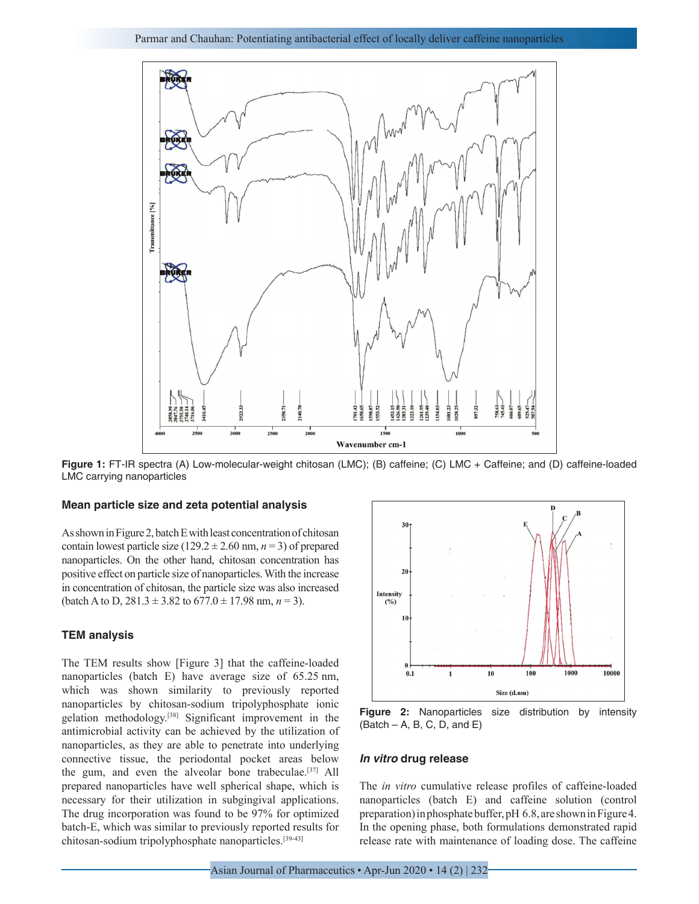Figure 1: FT-IR spectra (A) Low-molecular-weight chitosan (LMC); (B) caffeine; (C) LMC + Caffeine; and (D) caffeine-loaded LMC carrying nanoparticles

### Mean particle size and zeta potential analysis

As shown in Figure 2, batch E with least concentration of chitosan contain lowest particle size (129.2 ± 2.60 nm, $n = 3$) of prepared nanoparticles. On the other hand, chitosan concentration has positive effect on particle size of nanoparticles. With the increase in concentration of chitosan, the particle size was also increased (batch A to D, 281.3 ± 3.82 to 677.0 ± 17.98 nm, $n = 3$).

### TEM analysis

The TEM results show [Figure 3] that the caffeine-loaded nanoparticles (batch E) have average size of 65.25 nm, which was shown similarity to previously reported nanoparticles by chitosan-sodium tripolyphosphate ionic gelation methodology.[38] Significant improvement in the antimicrobial activity can be achieved by the utilization of nanoparticles, as they are able to penetrate into underlying connective tissue, the periodontal pocket areas below the gum, and even the alveolar bone trabeculae.[37] All prepared nanoparticles have well spherical shape, which is necessary for their utilization in subgingival applications. The drug incorporation was found to be 97% for optimized batch-E, which was similar to previously reported results for chitosan-sodium tripolyphosphate nanoparticles.[39-43]

Figure 2: Nanoparticles size distribution by intensity (Batch – A, B, C, D, and E)

### *In vitro* drug release

The *in vitro* cumulative release profiles of caffeine-loaded nanoparticles (batch E) and caffeine solution (control preparation) in phosphate buffer, pH 6.8, are shown in Figure 4. In the opening phase, both formulations demonstrated rapid release rate with maintenance of loading dose. The caffeine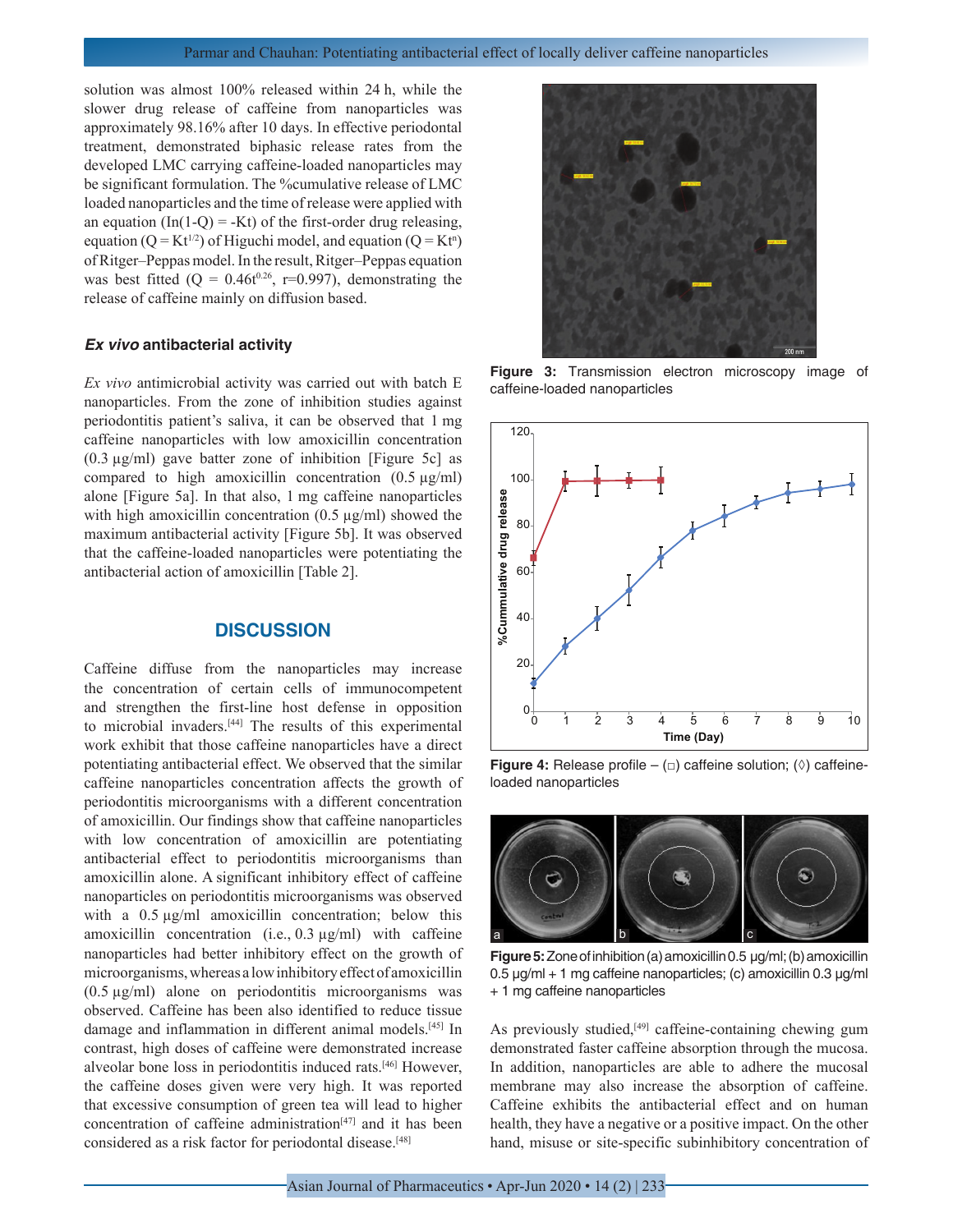solution was almost 100% released within 24 h, while the slower drug release of caffeine from nanoparticles was approximately 98.16% after 10 days. In effective periodontal treatment, demonstrated biphasic release rates from the developed LMC carrying caffeine-loaded nanoparticles may be significant formulation. The %cumulative release of LMC loaded nanoparticles and the time of release were applied with an equation ($\ln(1-Q) = -Kt$) of the first-order drug releasing, equation ($Q = Kt^{1/2}$) of Higuchi model, and equation ($Q = Kt^{n}$) of Ritger–Peppas model. In the result, Ritger–Peppas equation was best fitted ($Q = 0.46t^{0.26}$, r=0.997), demonstrating the release of caffeine mainly on diffusion based.

### *Ex vivo* antibacterial activity

*Ex vivo* antimicrobial activity was carried out with batch E nanoparticles. From the zone of inhibition studies against periodontitis patient's saliva, it can be observed that 1 mg caffeine nanoparticles with low amoxicillin concentration (0.3 µg/ml) gave batter zone of inhibition [Figure 5c] as compared to high amoxicillin concentration (0.5 µg/ml) alone [Figure 5a]. In that also, 1 mg caffeine nanoparticles with high amoxicillin concentration (0.5 µg/ml) showed the maximum antibacterial activity [Figure 5b]. It was observed that the caffeine-loaded nanoparticles were potentiating the antibacterial action of amoxicillin [Table 2].

Figure 3: Transmission electron microscopy image of caffeine-loaded nanoparticles

Figure 4: Release profile – (□) caffeine solution; (◊) caffeine-loaded nanoparticles

Figure 5: Zone of inhibition (a) amoxicillin 0.5 µg/ml; (b) amoxicillin 0.5 µg/ml + 1 mg caffeine nanoparticles; (c) amoxicillin 0.3 µg/ml + 1 mg caffeine nanoparticles

## DISCUSSION

Caffeine diffuse from the nanoparticles may increase the concentration of certain cells of immunocompetent and strengthen the first-line host defense in opposition to microbial invaders.[44] The results of this experimental work exhibit that those caffeine nanoparticles have a direct potentiating antibacterial effect. We observed that the similar caffeine nanoparticles concentration affects the growth of periodontitis microorganisms with a different concentration of amoxicillin. Our findings show that caffeine nanoparticles with low concentration of amoxicillin are potentiating antibacterial effect to periodontitis microorganisms than amoxicillin alone. A significant inhibitory effect of caffeine nanoparticles on periodontitis microorganisms was observed with a 0.5 µg/ml amoxicillin concentration; below this amoxicillin concentration (i.e., 0.3 µg/ml) with caffeine nanoparticles had better inhibitory effect on the growth of microorganisms, whereas a low inhibitory effect of amoxicillin (0.5 µg/ml) alone on periodontitis microorganisms was observed. Caffeine has been also identified to reduce tissue damage and inflammation in different animal models.[45] In contrast, high doses of caffeine were demonstrated increase alveolar bone loss in periodontitis induced rats.[46] However, the caffeine doses given were very high. It was reported that excessive consumption of green tea will lead to higher concentration of caffeine administration[47] and it has been considered as a risk factor for periodontal disease.[48]

As previously studied,[49] caffeine-containing chewing gum demonstrated faster caffeine absorption through the mucosa. In addition, nanoparticles are able to adhere the mucosal membrane may also increase the absorption of caffeine. Caffeine exhibits the antibacterial effect and on human health, they have a negative or a positive impact. On the other hand, misuse or site-specific subinhibitory concentration of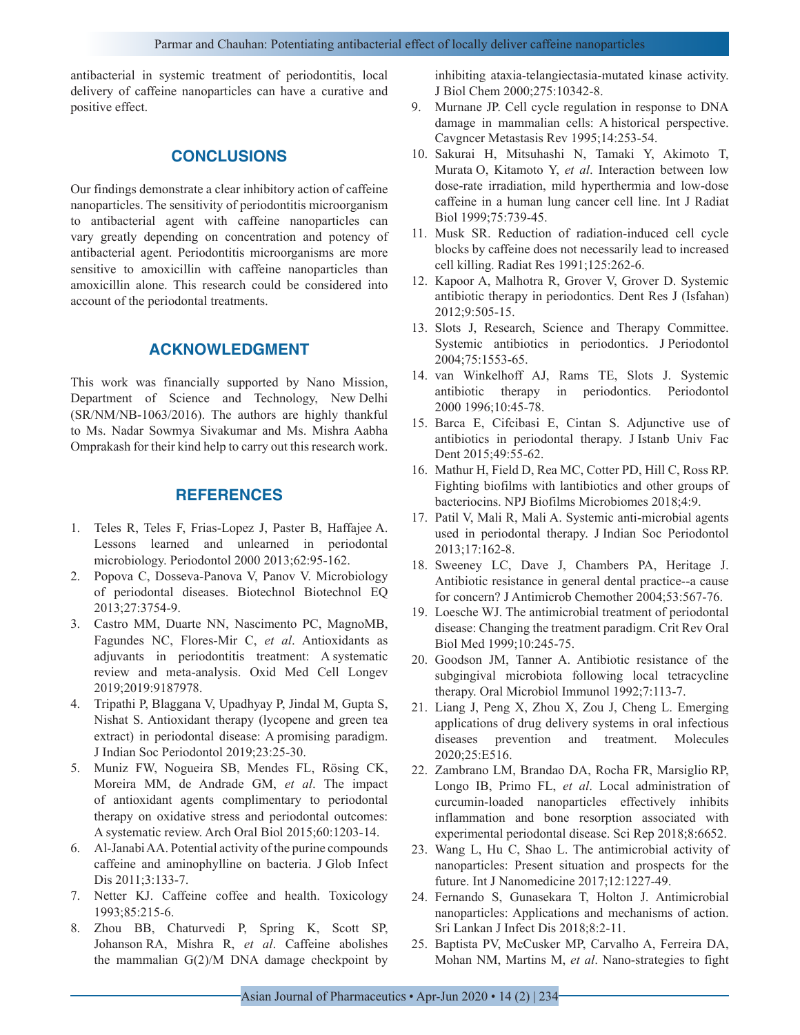antibacterial in systemic treatment of periodontitis, local delivery of caffeine nanoparticles can have a curative and positive effect.

## CONCLUSIONS

Our findings demonstrate a clear inhibitory action of caffeine nanoparticles. The sensitivity of periodontitis microorganism to antibacterial agent with caffeine nanoparticles can vary greatly depending on concentration and potency of antibacterial agent. Periodontitis microorganisms are more sensitive to amoxicillin with caffeine nanoparticles than amoxicillin alone. This research could be considered into account of the periodontal treatments.

## ACKNOWLEDGMENT

This work was financially supported by Nano Mission, Department of Science and Technology, New Delhi (SR/NM/NB-1063/2016). The authors are highly thankful to Ms. Nadar Sowmya Sivakumar and Ms. Mishra Aabha Omprakash for their kind help to carry out this research work.

## REFERENCES

1. Teles R, Teles F, Frias-Lopez J, Paster B, Haffajee A. Lessons learned and unlearned in periodontal microbiology. Periodontol 2000 2013;62:95-162.
2. Popova C, Dosseva-Panova V, Panov V. Microbiology of periodontal diseases. Biotechnol Biotechnol EQ 2013;27:3754-9.
3. Castro MM, Duarte NN, Nascimento PC, MagnoMB, Fagundes NC, Flores-Mir C, *et al*. Antioxidants as adjuvants in periodontitis treatment: A systematic review and meta-analysis. Oxid Med Cell Longev 2019;2019:9187978.
4. Tripathi P, Blaggana V, Upadhyay P, Jindal M, Gupta S, Nishat S. Antioxidant therapy (lycopene and green tea extract) in periodontal disease: A promising paradigm. J Indian Soc Periodontol 2019;23:25-30.
5. Muniz FW, Nogueira SB, Mendes FL, Rösing CK, Moreira MM, de Andrade GM, *et al*. The impact of antioxidant agents complimentary to periodontal therapy on oxidative stress and periodontal outcomes: A systematic review. Arch Oral Biol 2015;60:1203-14.
6. Al-Janabi AA. Potential activity of the purine compounds caffeine and aminophylline on bacteria. J Glob Infect Dis 2011;3:133-7.
7. Netter KJ. Caffeine coffee and health. Toxicology 1993;85:215-6.
8. Zhou BB, Chaturvedi P, Spring K, Scott SP, Johanson RA, Mishra R, *et al*. Caffeine abolishes the mammalian G(2)/M DNA damage checkpoint by inhibiting ataxia-telangiectasia-mutated kinase activity. J Biol Chem 2000;275:10342-8.
9. Murnane JP. Cell cycle regulation in response to DNA damage in mammalian cells: A historical perspective. Cavgncer Metastasis Rev 1995;14:253-54.
10. Sakurai H, Mitsuhashi N, Tamaki Y, Akimoto T, Murata O, Kitamoto Y, *et al*. Interaction between low dose-rate irradiation, mild hyperthermia and low-dose caffeine in a human lung cancer cell line. Int J Radiat Biol 1999;75:739-45.
11. Musk SR. Reduction of radiation-induced cell cycle blocks by caffeine does not necessarily lead to increased cell killing. Radiat Res 1991;125:262-6.
12. Kapoor A, Malhotra R, Grover V, Grover D. Systemic antibiotic therapy in periodontics. Dent Res J (Isfahan) 2012;9:505-15.
13. Slots J, Research, Science and Therapy Committee. Systemic antibiotics in periodontics. J Periodontol 2004;75:1553-65.
14. van Winkelhoff AJ, Rams TE, Slots J. Systemic antibiotic therapy in periodontics. Periodontol 2000 1996;10:45-78.
15. Barca E, Cifcibasi E, Cintan S. Adjunctive use of antibiotics in periodontal therapy. J Istanb Univ Fac Dent 2015;49:55-62.
16. Mathur H, Field D, Rea MC, Cotter PD, Hill C, Ross RP. Fighting biofilms with lantibiotics and other groups of bacteriocins. NPJ Biofilms Microbiomes 2018;4:9.
17. Patil V, Mali R, Mali A. Systemic anti-microbial agents used in periodontal therapy. J Indian Soc Periodontol 2013;17:162-8.
18. Sweeney LC, Dave J, Chambers PA, Heritage J. Antibiotic resistance in general dental practice--a cause for concern? J Antimicrob Chemother 2004;53:567-76.
19. Loesche WJ. The antimicrobial treatment of periodontal disease: Changing the treatment paradigm. Crit Rev Oral Biol Med 1999;10:245-75.
20. Goodson JM, Tanner A. Antibiotic resistance of the subgingival microbiota following local tetracycline therapy. Oral Microbiol Immunol 1992;7:113-7.
21. Liang J, Peng X, Zhou X, Zou J, Cheng L. Emerging applications of drug delivery systems in oral infectious diseases prevention and treatment. Molecules 2020;25:E516.
22. Zambrano LM, Brandao DA, Rocha FR, Marsiglio RP, Longo IB, Primo FL, *et al*. Local administration of curcumin-loaded nanoparticles effectively inhibits inflammation and bone resorption associated with experimental periodontal disease. Sci Rep 2018;8:6652.
23. Wang L, Hu C, Shao L. The antimicrobial activity of nanoparticles: Present situation and prospects for the future. Int J Nanomedicine 2017;12:1227-49.
24. Fernando S, Gunasekara T, Holton J. Antimicrobial nanoparticles: Applications and mechanisms of action. Sri Lankan J Infect Dis 2018;8:2-11.
25. Baptista PV, McCusker MP, Carvalho A, Ferreira DA, Mohan NM, Martins M, *et al*. Nano-strategies to fight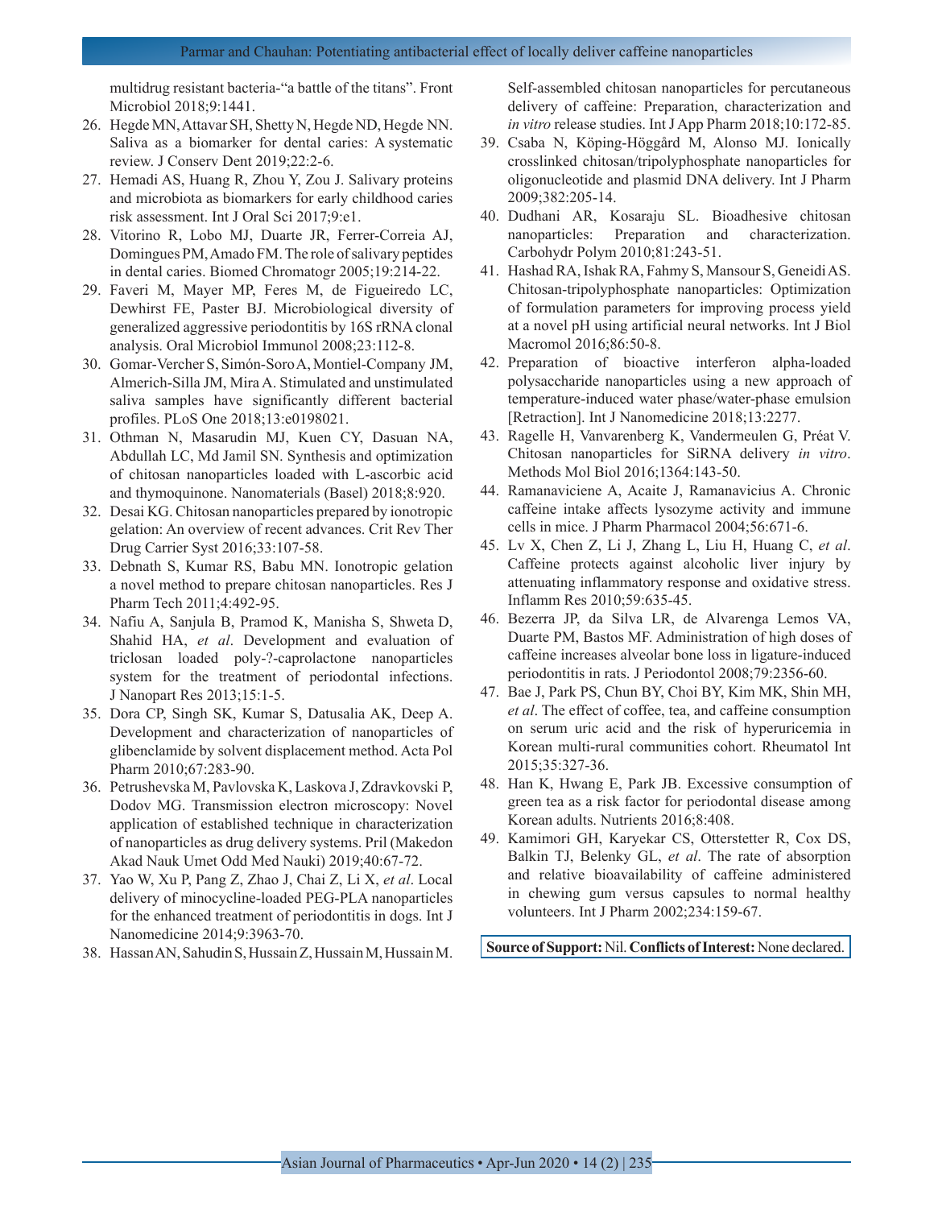multidrug resistant bacteria-“a battle of the titans”. Front Microbiol 2018;9:1441.

26. Hegde MN, Attavar SH, Shetty N, Hegde ND, Hegde NN. Saliva as a biomarker for dental caries: A systematic review. J Conserv Dent 2019;22:2-6.
27. Hemadi AS, Huang R, Zhou Y, Zou J. Salivary proteins and microbiota as biomarkers for early childhood caries risk assessment. Int J Oral Sci 2017;9:e1.
28. Vitorino R, Lobo MJ, Duarte JR, Ferrer-Correia AJ, Domingues PM, Amado FM. The role of salivary peptides in dental caries. Biomed Chromatogr 2005;19:214-22.
29. Faveri M, Mayer MP, Feres M, de Figueiredo LC, Dewhirst FE, Paster BJ. Microbiological diversity of generalized aggressive periodontitis by 16S rRNA clonal analysis. Oral Microbiol Immunol 2008;23:112-8.
30. Gomar-Vercher S, Simón-Soro A, Montiel-Company JM, Almerich-Silla JM, Mira A. Stimulated and unstimulated saliva samples have significantly different bacterial profiles. PLoS One 2018;13:e0198021.
31. Othman N, Masarudin MJ, Kuen CY, Dasuan NA, Abdullah LC, Md Jamil SN. Synthesis and optimization of chitosan nanoparticles loaded with L-ascorbic acid and thymoquinone. Nanomaterials (Basel) 2018;8:920.
32. Desai KG. Chitosan nanoparticles prepared by ionotropic gelation: An overview of recent advances. Crit Rev Ther Drug Carrier Syst 2016;33:107-58.
33. Debnath S, Kumar RS, Babu MN. Ionotropic gelation a novel method to prepare chitosan nanoparticles. Res J Pharm Tech 2011;4:492-95.
34. Nafiu A, Sanjula B, Pramod K, Manisha S, Shweta D, Shahid HA, *et al*. Development and evaluation of triclosan loaded poly-?-caprolactone nanoparticles system for the treatment of periodontal infections. J Nanopart Res 2013;15:1-5.
35. Dora CP, Singh SK, Kumar S, Datusalia AK, Deep A. Development and characterization of nanoparticles of glibenclamide by solvent displacement method. Acta Pol Pharm 2010;67:283-90.
36. Petrushevska M, Pavlovska K, Laskova J, Zdravkovski P, Dodov MG. Transmission electron microscopy: Novel application of established technique in characterization of nanoparticles as drug delivery systems. Pril (Makedon Akad Nauk Umet Odd Med Nauki) 2019;40:67-72.
37. Yao W, Xu P, Pang Z, Zhao J, Chai Z, Li X, *et al*. Local delivery of minocycline-loaded PEG-PLA nanoparticles for the enhanced treatment of periodontitis in dogs. Int J Nanomedicine 2014;9:3963-70.
38. Hassan AN, Sahudin S, Hussain Z, Hussain M, Hussain M. Self-assembled chitosan nanoparticles for percutaneous delivery of caffeine: Preparation, characterization and *in vitro* release studies. Int J App Pharm 2018;10:172-85.
39. Csaba N, Köping-Höggård M, Alonso MJ. Ionically crosslinked chitosan/tripolyphosphate nanoparticles for oligonucleotide and plasmid DNA delivery. Int J Pharm 2009;382:205-14.
40. Dudhani AR, Kosaraju SL. Bioadhesive chitosan nanoparticles: Preparation and characterization. Carbohydr Polym 2010;81:243-51.
41. Hashad RA, Ishak RA, Fahmy S, Mansour S, Geneidi AS. Chitosan-tripolyphosphate nanoparticles: Optimization of formulation parameters for improving process yield at a novel pH using artificial neural networks. Int J Biol Macromol 2016;86:50-8.
42. Preparation of bioactive interferon alpha-loaded polysaccharide nanoparticles using a new approach of temperature-induced water phase/water-phase emulsion [Retraction]. Int J Nanomedicine 2018;13:2277.
43. Ragelle H, Vanvarenberg K, Vandermeulen G, Préat V. Chitosan nanoparticles for SiRNA delivery *in vitro*. Methods Mol Biol 2016;1364:143-50.
44. Ramanaviciene A, Acaite J, Ramanavicius A. Chronic caffeine intake affects lysozyme activity and immune cells in mice. J Pharm Pharmacol 2004;56:671-6.
45. Lv X, Chen Z, Li J, Zhang L, Liu H, Huang C, *et al*. Caffeine protects against alcoholic liver injury by attenuating inflammatory response and oxidative stress. Inflamm Res 2010;59:635-45.
46. Bezerra JP, da Silva LR, de Alvarenga Lemos VA, Duarte PM, Bastos MF. Administration of high doses of caffeine increases alveolar bone loss in ligature-induced periodontitis in rats. J Periodontol 2008;79:2356-60.
47. Bae J, Park PS, Chun BY, Choi BY, Kim MK, Shin MH, *et al*. The effect of coffee, tea, and caffeine consumption on serum uric acid and the risk of hyperuricemia in Korean multi-rural communities cohort. Rheumatol Int 2015;35:327-36.
48. Han K, Hwang E, Park JB. Excessive consumption of green tea as a risk factor for periodontal disease among Korean adults. Nutrients 2016;8:408.
49. Kamimori GH, Karyekar CS, Otterstetter R, Cox DS, Balkin TJ, Belenky GL, *et al*. The rate of absorption and relative bioavailability of caffeine administered in chewing gum versus capsules to normal healthy volunteers. Int J Pharm 2002;234:159-67.

**Source of Support:** Nil. **Conflicts of Interest:** None declared.